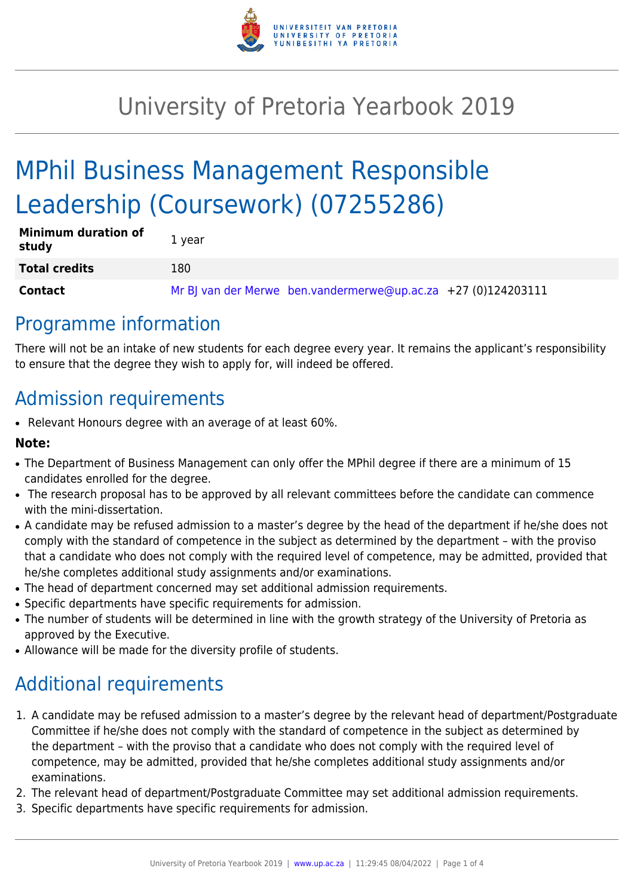# University of Pretoria Yearbook 2019

# MPhil Business Management Responsible Leadership (Coursework) (07255286)

| | |
|---|---|
| **Minimum duration of study** | 1 year |
| **Total credits** | 180 |
| **Contact** | Mr BJ van der Merwe ben.vandermerwe@up.ac.za +27 (0)124203111 |

## Programme information

There will not be an intake of new students for each degree every year. It remains the applicant's responsibility to ensure that the degree they wish to apply for, will indeed be offered.

## Admission requirements

- Relevant Honours degree with an average of at least 60%.

**Note:**

- The Department of Business Management can only offer the MPhil degree if there are a minimum of 15 candidates enrolled for the degree.
- The research proposal has to be approved by all relevant committees before the candidate can commence with the mini-dissertation.
- A candidate may be refused admission to a master's degree by the head of the department if he/she does not comply with the standard of competence in the subject as determined by the department – with the proviso that a candidate who does not comply with the required level of competence, may be admitted, provided that he/she completes additional study assignments and/or examinations.
- The head of department concerned may set additional admission requirements.
- Specific departments have specific requirements for admission.
- The number of students will be determined in line with the growth strategy of the University of Pretoria as approved by the Executive.
- Allowance will be made for the diversity profile of students.

## Additional requirements

1. A candidate may be refused admission to a master's degree by the relevant head of department/Postgraduate Committee if he/she does not comply with the standard of competence in the subject as determined by the department – with the proviso that a candidate who does not comply with the required level of competence, may be admitted, provided that he/she completes additional study assignments and/or examinations.
2. The relevant head of department/Postgraduate Committee may set additional admission requirements.
3. Specific departments have specific requirements for admission.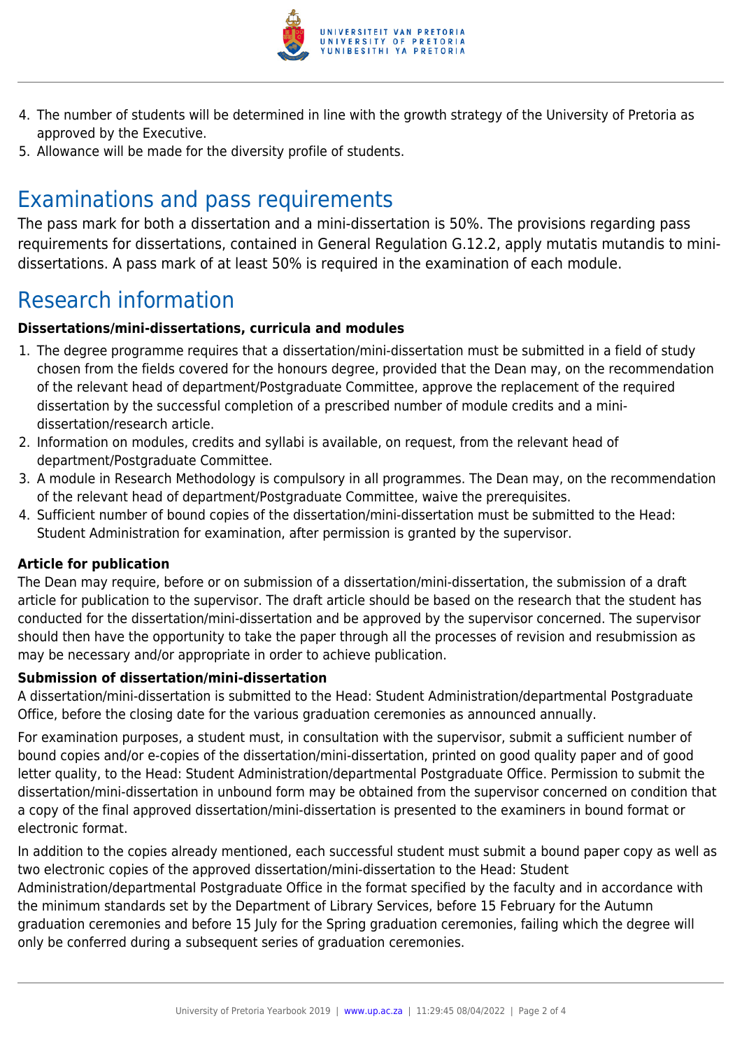4. The number of students will be determined in line with the growth strategy of the University of Pretoria as approved by the Executive.
5. Allowance will be made for the diversity profile of students.

## Examinations and pass requirements

The pass mark for both a dissertation and a mini-dissertation is 50%. The provisions regarding pass requirements for dissertations, contained in General Regulation G.12.2, apply mutatis mutandis to mini-dissertations. A pass mark of at least 50% is required in the examination of each module.

## Research information

**Dissertations/mini-dissertations, curricula and modules**

1. The degree programme requires that a dissertation/mini-dissertation must be submitted in a field of study chosen from the fields covered for the honours degree, provided that the Dean may, on the recommendation of the relevant head of department/Postgraduate Committee, approve the replacement of the required dissertation by the successful completion of a prescribed number of module credits and a mini-dissertation/research article.
2. Information on modules, credits and syllabi is available, on request, from the relevant head of department/Postgraduate Committee.
3. A module in Research Methodology is compulsory in all programmes. The Dean may, on the recommendation of the relevant head of department/Postgraduate Committee, waive the prerequisites.
4. Sufficient number of bound copies of the dissertation/mini-dissertation must be submitted to the Head: Student Administration for examination, after permission is granted by the supervisor.

**Article for publication**

The Dean may require, before or on submission of a dissertation/mini-dissertation, the submission of a draft article for publication to the supervisor. The draft article should be based on the research that the student has conducted for the dissertation/mini-dissertation and be approved by the supervisor concerned. The supervisor should then have the opportunity to take the paper through all the processes of revision and resubmission as may be necessary and/or appropriate in order to achieve publication.

**Submission of dissertation/mini-dissertation**

A dissertation/mini-dissertation is submitted to the Head: Student Administration/departmental Postgraduate Office, before the closing date for the various graduation ceremonies as announced annually.

For examination purposes, a student must, in consultation with the supervisor, submit a sufficient number of bound copies and/or e-copies of the dissertation/mini-dissertation, printed on good quality paper and of good letter quality, to the Head: Student Administration/departmental Postgraduate Office. Permission to submit the dissertation/mini-dissertation in unbound form may be obtained from the supervisor concerned on condition that a copy of the final approved dissertation/mini-dissertation is presented to the examiners in bound format or electronic format.

In addition to the copies already mentioned, each successful student must submit a bound paper copy as well as two electronic copies of the approved dissertation/mini-dissertation to the Head: Student Administration/departmental Postgraduate Office in the format specified by the faculty and in accordance with the minimum standards set by the Department of Library Services, before 15 February for the Autumn graduation ceremonies and before 15 July for the Spring graduation ceremonies, failing which the degree will only be conferred during a subsequent series of graduation ceremonies.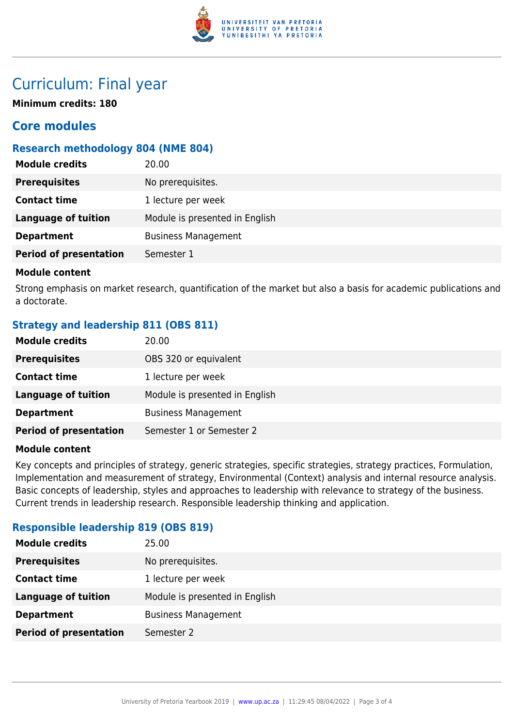# Curriculum: Final year

**Minimum credits: 180**

## Core modules

### Research methodology 804 (NME 804)

| | |
|---|---|
| **Module credits** | 20.00 |
| **Prerequisites** | No prerequisites. |
| **Contact time** | 1 lecture per week |
| **Language of tuition** | Module is presented in English |
| **Department** | Business Management |
| **Period of presentation** | Semester 1 |

**Module content**

Strong emphasis on market research, quantification of the market but also a basis for academic publications and a doctorate.

### Strategy and leadership 811 (OBS 811)

| | |
|---|---|
| **Module credits** | 20.00 |
| **Prerequisites** | OBS 320 or equivalent |
| **Contact time** | 1 lecture per week |
| **Language of tuition** | Module is presented in English |
| **Department** | Business Management |
| **Period of presentation** | Semester 1 or Semester 2 |

**Module content**

Key concepts and principles of strategy, generic strategies, specific strategies, strategy practices, Formulation, Implementation and measurement of strategy, Environmental (Context) analysis and internal resource analysis. Basic concepts of leadership, styles and approaches to leadership with relevance to strategy of the business. Current trends in leadership research. Responsible leadership thinking and application.

### Responsible leadership 819 (OBS 819)

| | |
|---|---|
| **Module credits** | 25.00 |
| **Prerequisites** | No prerequisites. |
| **Contact time** | 1 lecture per week |
| **Language of tuition** | Module is presented in English |
| **Department** | Business Management |
| **Period of presentation** | Semester 2 |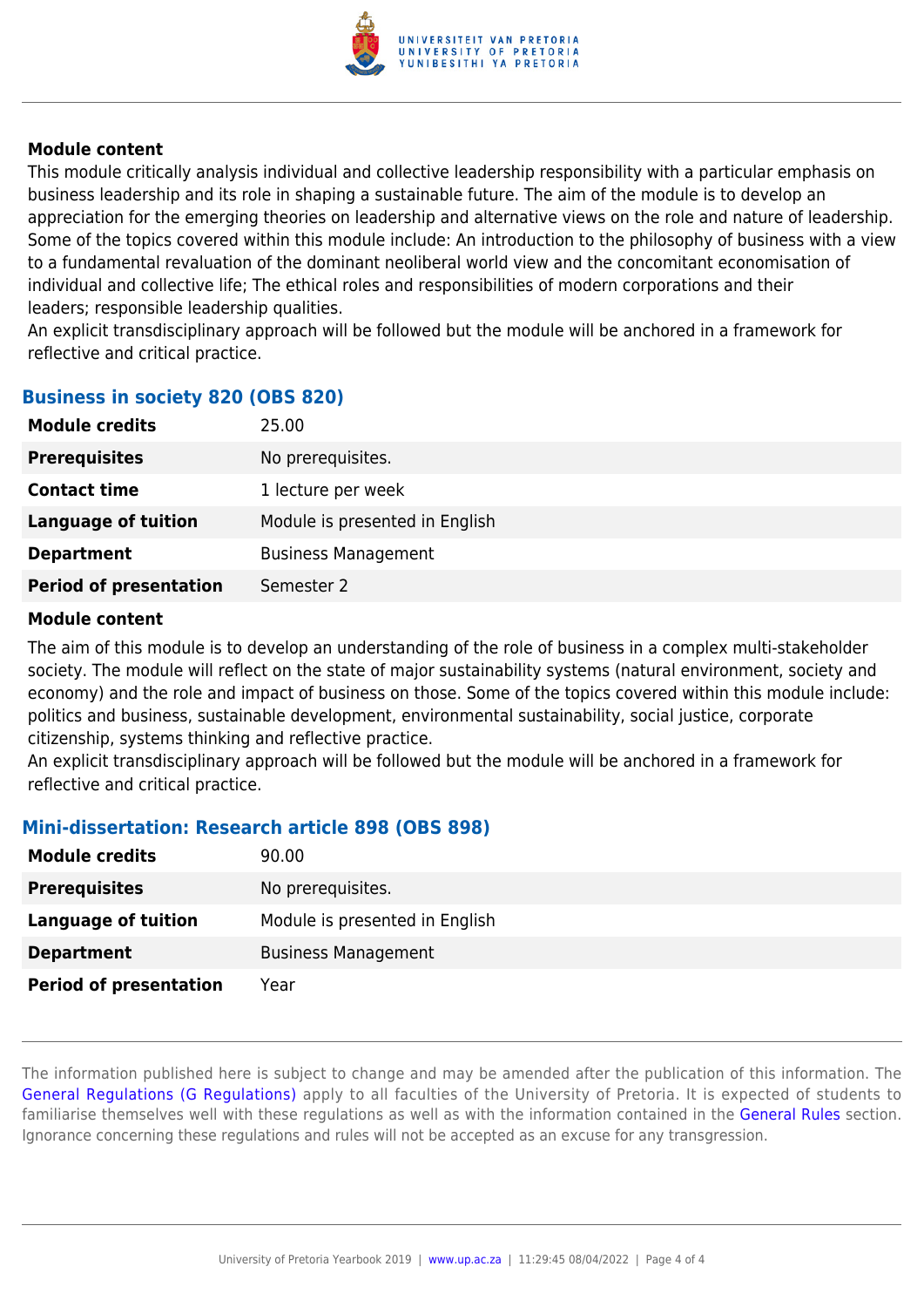**Module content**

This module critically analysis individual and collective leadership responsibility with a particular emphasis on business leadership and its role in shaping a sustainable future. The aim of the module is to develop an appreciation for the emerging theories on leadership and alternative views on the role and nature of leadership. Some of the topics covered within this module include: An introduction to the philosophy of business with a view to a fundamental revaluation of the dominant neoliberal world view and the concomitant economisation of individual and collective life; The ethical roles and responsibilities of modern corporations and their leaders; responsible leadership qualities.

An explicit transdisciplinary approach will be followed but the module will be anchored in a framework for reflective and critical practice.

### Business in society 820 (OBS 820)

| | |
|---|---|
| **Module credits** | 25.00 |
| **Prerequisites** | No prerequisites. |
| **Contact time** | 1 lecture per week |
| **Language of tuition** | Module is presented in English |
| **Department** | Business Management |
| **Period of presentation** | Semester 2 |

**Module content**

The aim of this module is to develop an understanding of the role of business in a complex multi-stakeholder society. The module will reflect on the state of major sustainability systems (natural environment, society and economy) and the role and impact of business on those. Some of the topics covered within this module include: politics and business, sustainable development, environmental sustainability, social justice, corporate citizenship, systems thinking and reflective practice.

An explicit transdisciplinary approach will be followed but the module will be anchored in a framework for reflective and critical practice.

### Mini-dissertation: Research article 898 (OBS 898)

| | |
|---|---|
| **Module credits** | 90.00 |
| **Prerequisites** | No prerequisites. |
| **Language of tuition** | Module is presented in English |
| **Department** | Business Management |
| **Period of presentation** | Year |

The information published here is subject to change and may be amended after the publication of this information. The General Regulations (G Regulations) apply to all faculties of the University of Pretoria. It is expected of students to familiarise themselves well with these regulations as well as with the information contained in the General Rules section. Ignorance concerning these regulations and rules will not be accepted as an excuse for any transgression.